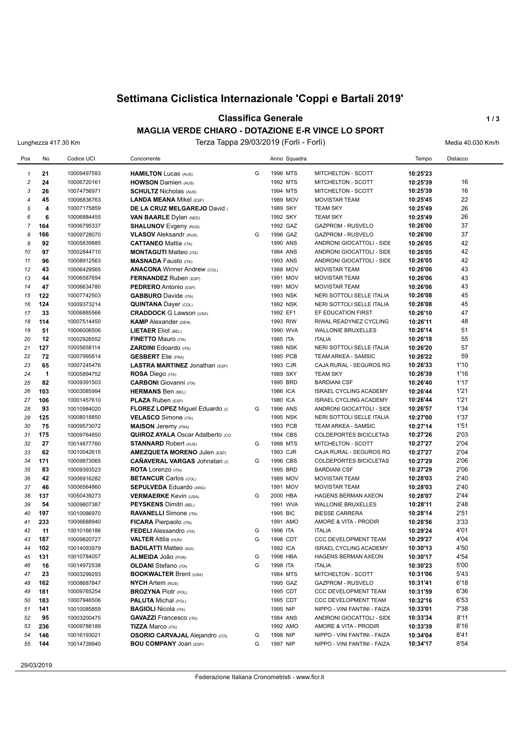# Settimana Ciclistica Internazionale 'Coppi e Bartali 2019'

## Classifica Generale

### MAGLIA VERDE CHIARO - DOTAZIONE E-R VINCE LO SPORT

Lunghezza 417.30 Km — Terza Tappa 29/03/2019 (Forlì - Forlì) — Media 40.030 Km/h

| Pos | No | Codice UCI | Concorrente | | Anno | Squadra | | Tempo | Distacco |
|---|---|---|---|---|---|---|---|---|---|
| 1 | 21 | 10009497593 | **HAMILTON** Lucas (AUS) | G | 1996 | MTS | MITCHELTON - SCOTT | 10:25'23 | |
| 2 | 24 | 10006720161 | **HOWSON** Damien (AUS) | | 1992 | MTS | MITCHELTON - SCOTT | 10:25'39 | 16 |
| 3 | 26 | 10074756971 | **SCHULTZ** Nicholas (AUS) | | 1994 | MTS | MITCHELTON - SCOTT | 10:25'39 | 16 |
| 4 | 45 | 10006836763 | **LANDA MEANA** Mikel (ESP) | | 1989 | MOV | MOVISTAR TEAM | 10:25'45 | 22 |
| 5 | 4 | 10007175859 | **DE LA CRUZ MELGAREJO** David ( | | 1989 | SKY | TEAM SKY | 10:25'49 | 26 |
| 6 | 6 | 10006884455 | **VAN BAARLE** Dylan (NED) | | 1992 | SKY | TEAM SKY | 10:25'49 | 26 |
| 7 | 164 | 10006795337 | **SHALUNOV** Evgeny (RUS) | | 1992 | GAZ | GAZPROM - RUSVELO | 10:26'00 | 37 |
| 8 | 166 | 10009728070 | **VLASOV** Aleksandr (RUS) | G | 1996 | GAZ | GAZPROM - RUSVELO | 10:26'00 | 37 |
| 9 | 92 | 10005839885 | **CATTANEO** Mattia (ITA) | | 1990 | ANS | ANDRONI GIOCATTOLI - SIDE | 10:26'05 | 42 |
| 10 | 97 | 10002844710 | **MONTAGUTI** Matteo (ITA) | | 1984 | ANS | ANDRONI GIOCATTOLI - SIDE | 10:26'05 | 42 |
| 11 | 96 | 10008912563 | **MASNADA** Fausto (ITA) | | 1993 | ANS | ANDRONI GIOCATTOLI - SIDE | 10:26'05 | 42 |
| 12 | 43 | 10006429565 | **ANACONA** Winner Andrew (COL) | | 1988 | MOV | MOVISTAR TEAM | 10:26'06 | 43 |
| 13 | 44 | 10006587694 | **FERNANDEZ** Ruben (ESP) | | 1991 | MOV | MOVISTAR TEAM | 10:26'06 | 43 |
| 14 | 47 | 10006634780 | **PEDRERO** Antonio (ESP) | | 1991 | MOV | MOVISTAR TEAM | 10:26'06 | 43 |
| 15 | 122 | 10007742503 | **GABBURO** Davide (ITA) | | 1993 | NSK | NERI SOTTOLI SELLE ITALIA | 10:26'08 | 45 |
| 16 | 124 | 10009373214 | **QUINTANA** Dayer (COL) | | 1992 | NSK | NERI SOTTOLI SELLE ITALIA | 10:26'08 | 45 |
| 17 | 33 | 10006885566 | **CRADDOCK** G Lawson (USA) | | 1992 | EF1 | EF EDUCATION FIRST | 10:26'10 | 47 |
| 18 | 114 | 10007514450 | **KAMP** Alexander (DEN) | | 1993 | RIW | RIWAL READYNEZ CYCLING | 10:26'11 | 48 |
| 19 | 51 | 10006006506 | **LIETAER** Eliot (BEL) | | 1990 | WVA | WALLONIE BRUXELLES | 10:26'14 | 51 |
| 20 | 12 | 10002926552 | **FINETTO** Mauro (ITA) | | 1985 | ITA | ITALIA | 10:26'18 | 55 |
| 21 | 127 | 10005658114 | **ZARDINI** Edoardo (ITA) | | 1989 | NSK | NERI SOTTOLI SELLE ITALIA | 10:26'20 | 57 |
| 22 | 72 | 10007995814 | **GESBERT** Elie (FRA) | | 1995 | PCB | TEAM ARKEA - SAMSIC | 10:26'22 | 59 |
| 23 | 65 | 10007245476 | **LASTRA MARTINEZ** Jonathan (ESP) | | 1993 | CJR | CAJA RURAL - SEGUROS RG | 10:26'33 | 1'10 |
| 24 | 1 | 10005894752 | **ROSA** Diego (ITA) | | 1989 | SKY | TEAM SKY | 10:26'39 | 1'16 |
| 25 | 82 | 10009391503 | **CARBONI** Giovanni (ITA) | | 1995 | BRD | BARDIANI CSF | 10:26'40 | 1'17 |
| 26 | 103 | 10003085994 | **HERMANS** Ben (BEL) | | 1986 | ICA | ISRAEL CYCLING ACADEMY | 10:26'44 | 1'21 |
| 27 | 106 | 10001457610 | **PLAZA** Ruben (ESP) | | 1980 | ICA | ISRAEL CYCLING ACADEMY | 10:26'44 | 1'21 |
| 28 | 93 | 10010984020 | **FLOREZ LOPEZ** Miguel Eduardo (C | G | 1996 | ANS | ANDRONI GIOCATTOLI - SIDE | 10:26'57 | 1'34 |
| 29 | 125 | 10008018850 | **VELASCO** Simone (ITA) | | 1995 | NSK | NERI SOTTOLI SELLE ITALIA | 10:27'00 | 1'37 |
| 30 | 75 | 10009573072 | **MAISON** Jeremy (FRA) | | 1993 | PCB | TEAM ARKEA - SAMSIC | 10:27'14 | 1'51 |
| 31 | 175 | 10009764850 | **QUIROZ AYALA** Oscar Adalberto (CO | | 1994 | CBS | COLDEPORTES BICICLETAS | 10:27'26 | 2'03 |
| 32 | 27 | 10014877760 | **STANNARD** Robert (AUS) | G | 1998 | MTS | MITCHELTON - SCOTT | 10:27'27 | 2'04 |
| 33 | 62 | 10010042615 | **AMEZQUETA MORENO** Julen (ESP) | | 1993 | CJR | CAJA RURAL - SEGUROS RG | 10:27'27 | 2'04 |
| 34 | 171 | 10009873065 | **CAÑAVERAL VARGAS** Johnatan (C | G | 1996 | CBS | COLDEPORTES BICICLETAS | 10:27'29 | 2'06 |
| 35 | 83 | 10009393523 | **ROTA** Lorenzo (ITA) | | 1995 | BRD | BARDIANI CSF | 10:27'29 | 2'06 |
| 36 | 42 | 10006916282 | **BETANCUR** Carlos (COL) | | 1989 | MOV | MOVISTAR TEAM | 10:28'03 | 2'40 |
| 37 | 46 | 10006564860 | **SEPULVEDA** Eduardo (ARG) | | 1991 | MOV | MOVISTAR TEAM | 10:28'03 | 2'40 |
| 38 | 137 | 10050439273 | **VERMAERKE** Kevin (USA) | G | 2000 | HBA | HAGENS BERMAN AXEON | 10:28'07 | 2'44 |
| 39 | 54 | 10009807387 | **PEYSKENS** Dimitri (BEL) | | 1991 | WVA | WALLONIE BRUXELLES | 10:28'11 | 2'48 |
| 40 | 197 | 10010086970 | **RAVANELLI** Simone (ITA) | | 1995 | BIC | BIESSE CARRERA | 10:28'14 | 2'51 |
| 41 | 233 | 10006688940 | **FICARA** Pierpaolo (ITA) | | 1991 | AMO | AMORE & VITA - PRODIR | 10:28'56 | 3'33 |
| 42 | 11 | 10010166186 | **FEDELI** Alessandro (ITA) | G | 1996 | ITA | ITALIA | 10:29'24 | 4'01 |
| 43 | 187 | 10009820727 | **VALTER** Attila (HUN) | G | 1998 | CDT | CCC DEVELOPMENT TEAM | 10:29'27 | 4'04 |
| 44 | 102 | 10014093979 | **BADILATTI** Matteo (SUI) | | 1992 | ICA | ISRAEL CYCLING ACADEMY | 10:30'13 | 4'50 |
| 45 | 131 | 10010784057 | **ALMEIDA** João (POR) | G | 1998 | HBA | HAGENS BERMAN AXEON | 10:30'17 | 4'54 |
| 46 | 16 | 10014972538 | **OLDANI** Stefano (ITA) | G | 1998 | ITA | ITALIA | 10:30'23 | 5'00 |
| 47 | 23 | 10003299293 | **BOOKWALTER** Brent (USA) | | 1984 | MTS | MITCHELTON - SCOTT | 10:31'06 | 5'43 |
| 48 | 162 | 10008687847 | **NYCH** Artem (RUS) | | 1995 | GAZ | GAZPROM - RUSVELO | 10:31'41 | 6'18 |
| 49 | 181 | 10009765254 | **BROZYNA** Piotr (POL) | | 1995 | CDT | CCC DEVELOPMENT TEAM | 10:31'59 | 6'36 |
| 50 | 183 | 10007946506 | **PALUTA** Michal (POL) | | 1995 | CDT | CCC DEVELOPMENT TEAM | 10:32'16 | 6'53 |
| 51 | 141 | 10010085859 | **BAGIOLI** Nicola (ITA) | | 1995 | NIP | NIPPO - VINI FANTINI - FAIZA | 10:33'01 | 7'38 |
| 52 | 95 | 10003200475 | **GAVAZZI** Francesco (ITA) | | 1984 | ANS | ANDRONI GIOCATTOLI - SIDE | 10:33'34 | 8'11 |
| 53 | 236 | 10009788189 | **TIZZA** Marco (ITA) | | 1992 | AMO | AMORE & VITA - PRODIR | 10:33'39 | 8'16 |
| 54 | 146 | 10016193021 | **OSORIO CARVAJAL** Alejandro (COL | G | 1998 | NIP | NIPPO - VINI FANTINI - FAIZA | 10:34'04 | 8'41 |
| 55 | 144 | 10014739940 | **BOU COMPANY** Joan (ESP) | G | 1997 | NIP | NIPPO - VINI FANTINI - FAIZA | 10:34'17 | 8'54 |

29/03/2019

Federazione Italiana Cronometristi - www.ficr.it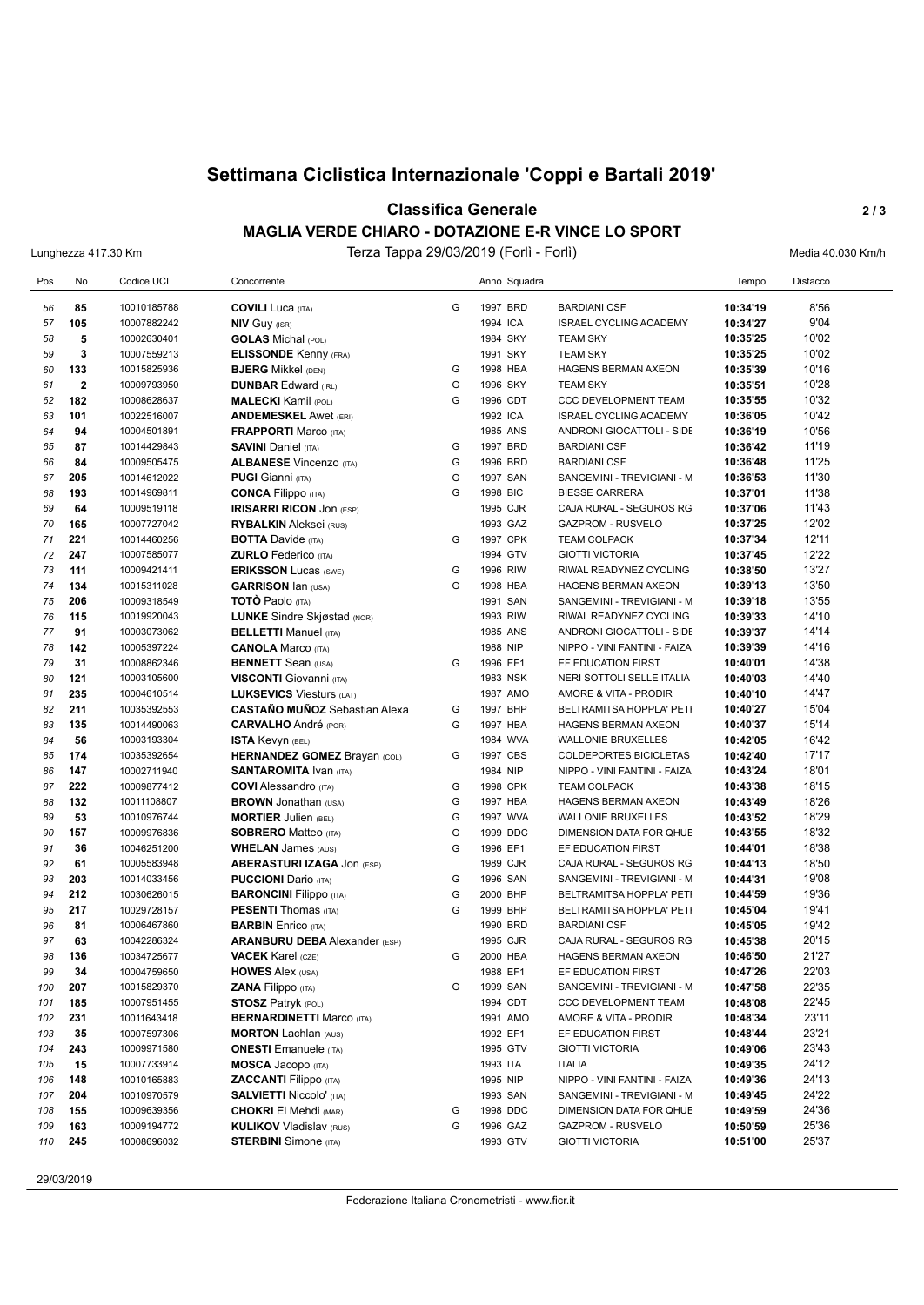# Settimana Ciclistica Internazionale 'Coppi e Bartali 2019'

## Classifica Generale

### MAGLIA VERDE CHIARO - DOTAZIONE E-R VINCE LO SPORT

Lunghezza 417.30 Km — Terza Tappa 29/03/2019 (Forlì - Forlì) — Media 40.030 Km/h

| Pos | No | Codice UCI | Concorrente | | Anno | Squadra | | Tempo | Distacco |
|---|---|---|---|---|---|---|---|---|---|
| 56 | 85 | 10010185788 | **COVILI** Luca (ITA) | G | 1997 | BRD | BARDIANI CSF | 10:34'19 | 8'56 |
| 57 | 105 | 10007882242 | **NIV** Guy (ISR) | | 1994 | ICA | ISRAEL CYCLING ACADEMY | 10:34'27 | 9'04 |
| 58 | 5 | 10002630401 | **GOLAS** Michal (POL) | | 1984 | SKY | TEAM SKY | 10:35'25 | 10'02 |
| 59 | 3 | 10007559213 | **ELISSONDE** Kenny (FRA) | | 1991 | SKY | TEAM SKY | 10:35'25 | 10'02 |
| 60 | 133 | 10015825936 | **BJERG** Mikkel (DEN) | G | 1998 | HBA | HAGENS BERMAN AXEON | 10:35'39 | 10'16 |
| 61 | 2 | 10009793950 | **DUNBAR** Edward (IRL) | G | 1996 | SKY | TEAM SKY | 10:35'51 | 10'28 |
| 62 | 182 | 10008628637 | **MALECKI** Kamil (POL) | G | 1996 | CDT | CCC DEVELOPMENT TEAM | 10:35'55 | 10'32 |
| 63 | 101 | 10022516007 | **ANDEMESKEL** Awet (ERI) | | 1992 | ICA | ISRAEL CYCLING ACADEMY | 10:36'05 | 10'42 |
| 64 | 94 | 10004501891 | **FRAPPORTI** Marco (ITA) | | 1985 | ANS | ANDRONI GIOCATTOLI - SIDE | 10:36'19 | 10'56 |
| 65 | 87 | 10014429843 | **SAVINI** Daniel (ITA) | G | 1997 | BRD | BARDIANI CSF | 10:36'42 | 11'19 |
| 66 | 84 | 10009505475 | **ALBANESE** Vincenzo (ITA) | G | 1996 | BRD | BARDIANI CSF | 10:36'48 | 11'25 |
| 67 | 205 | 10014612022 | **PUGI** Gianni (ITA) | G | 1997 | SAN | SANGEMINI - TREVIGIANI - M | 10:36'53 | 11'30 |
| 68 | 193 | 10014969811 | **CONCA** Filippo (ITA) | G | 1998 | BIC | BIESSE CARRERA | 10:37'01 | 11'38 |
| 69 | 64 | 10009519118 | **IRISARRI RICON** Jon (ESP) | | 1995 | CJR | CAJA RURAL - SEGUROS RG | 10:37'06 | 11'43 |
| 70 | 165 | 10007727042 | **RYBALKIN** Aleksei (RUS) | | 1993 | GAZ | GAZPROM - RUSVELO | 10:37'25 | 12'02 |
| 71 | 221 | 10014460256 | **BOTTA** Davide (ITA) | G | 1997 | CPK | TEAM COLPACK | 10:37'34 | 12'11 |
| 72 | 247 | 10007585077 | **ZURLO** Federico (ITA) | | 1994 | GTV | GIOTTI VICTORIA | 10:37'45 | 12'22 |
| 73 | 111 | 10009421411 | **ERIKSSON** Lucas (SWE) | G | 1996 | RIW | RIWAL READYNEZ CYCLING | 10:38'50 | 13'27 |
| 74 | 134 | 10015311028 | **GARRISON** Ian (USA) | G | 1998 | HBA | HAGENS BERMAN AXEON | 10:39'13 | 13'50 |
| 75 | 206 | 10009318549 | **TOTÒ** Paolo (ITA) | | 1991 | SAN | SANGEMINI - TREVIGIANI - M | 10:39'18 | 13'55 |
| 76 | 115 | 10019920043 | **LUNKE** Sindre Skjøstad (NOR) | | 1993 | RIW | RIWAL READYNEZ CYCLING | 10:39'33 | 14'10 |
| 77 | 91 | 10003073062 | **BELLETTI** Manuel (ITA) | | 1985 | ANS | ANDRONI GIOCATTOLI - SIDE | 10:39'37 | 14'14 |
| 78 | 142 | 10005397224 | **CANOLA** Marco (ITA) | | 1988 | NIP | NIPPO - VINI FANTINI - FAIZA | 10:39'39 | 14'16 |
| 79 | 31 | 10008862346 | **BENNETT** Sean (USA) | G | 1996 | EF1 | EF EDUCATION FIRST | 10:40'01 | 14'38 |
| 80 | 121 | 10003105600 | **VISCONTI** Giovanni (ITA) | | 1983 | NSK | NERI SOTTOLI SELLE ITALIA | 10:40'03 | 14'40 |
| 81 | 235 | 10004610514 | **LUKSEVICS** Viesturs (LAT) | | 1987 | AMO | AMORE & VITA - PRODIR | 10:40'10 | 14'47 |
| 82 | 211 | 10035392553 | **CASTAÑO MUÑOZ** Sebastian Alexa | G | 1997 | BHP | BELTRAMITSA HOPPLA' PETI | 10:40'27 | 15'04 |
| 83 | 135 | 10014490063 | **CARVALHO** André (POR) | G | 1997 | HBA | HAGENS BERMAN AXEON | 10:40'37 | 15'14 |
| 84 | 56 | 10003193304 | **ISTA** Kevyn (BEL) | | 1984 | WVA | WALLONIE BRUXELLES | 10:42'05 | 16'42 |
| 85 | 174 | 10035392654 | **HERNANDEZ GOMEZ** Brayan (COL) | G | 1997 | CBS | COLDEPORTES BICICLETAS | 10:42'40 | 17'17 |
| 86 | 147 | 10002711940 | **SANTAROMITA** Ivan (ITA) | | 1984 | NIP | NIPPO - VINI FANTINI - FAIZA | 10:43'24 | 18'01 |
| 87 | 222 | 10009877412 | **COVI** Alessandro (ITA) | G | 1998 | CPK | TEAM COLPACK | 10:43'38 | 18'15 |
| 88 | 132 | 10011108807 | **BROWN** Jonathan (USA) | G | 1997 | HBA | HAGENS BERMAN AXEON | 10:43'49 | 18'26 |
| 89 | 53 | 10010976744 | **MORTIER** Julien (BEL) | G | 1997 | WVA | WALLONIE BRUXELLES | 10:43'52 | 18'29 |
| 90 | 157 | 10009976836 | **SOBRERO** Matteo (ITA) | G | 1999 | DDC | DIMENSION DATA FOR QHUE | 10:43'55 | 18'32 |
| 91 | 36 | 10046251200 | **WHELAN** James (AUS) | G | 1996 | EF1 | EF EDUCATION FIRST | 10:44'01 | 18'38 |
| 92 | 61 | 10005583948 | **ABERASTURI IZAGA** Jon (ESP) | | 1989 | CJR | CAJA RURAL - SEGUROS RG | 10:44'13 | 18'50 |
| 93 | 203 | 10014033456 | **PUCCIONI** Dario (ITA) | G | 1996 | SAN | SANGEMINI - TREVIGIANI - M | 10:44'31 | 19'08 |
| 94 | 212 | 10030626015 | **BARONCINI** Filippo (ITA) | G | 2000 | BHP | BELTRAMITSA HOPPLA' PETI | 10:44'59 | 19'36 |
| 95 | 217 | 10029728157 | **PESENTI** Thomas (ITA) | G | 1999 | BHP | BELTRAMITSA HOPPLA' PETI | 10:45'04 | 19'41 |
| 96 | 81 | 10006467860 | **BARBIN** Enrico (ITA) | | 1990 | BRD | BARDIANI CSF | 10:45'05 | 19'42 |
| 97 | 63 | 10042286324 | **ARANBURU DEBA** Alexander (ESP) | | 1995 | CJR | CAJA RURAL - SEGUROS RG | 10:45'38 | 20'15 |
| 98 | 136 | 10034725677 | **VACEK** Karel (CZE) | G | 2000 | HBA | HAGENS BERMAN AXEON | 10:46'50 | 21'27 |
| 99 | 34 | 10004759650 | **HOWES** Alex (USA) | | 1988 | EF1 | EF EDUCATION FIRST | 10:47'26 | 22'03 |
| 100 | 207 | 10015829370 | **ZANA** Filippo (ITA) | G | 1999 | SAN | SANGEMINI - TREVIGIANI - M | 10:47'58 | 22'35 |
| 101 | 185 | 10007951455 | **STOSZ** Patryk (POL) | | 1994 | CDT | CCC DEVELOPMENT TEAM | 10:48'08 | 22'45 |
| 102 | 231 | 10011643418 | **BERNARDINETTI** Marco (ITA) | | 1991 | AMO | AMORE & VITA - PRODIR | 10:48'34 | 23'11 |
| 103 | 35 | 10007597306 | **MORTON** Lachlan (AUS) | | 1992 | EF1 | EF EDUCATION FIRST | 10:48'44 | 23'21 |
| 104 | 243 | 10009971580 | **ONESTI** Emanuele (ITA) | | 1995 | GTV | GIOTTI VICTORIA | 10:49'06 | 23'43 |
| 105 | 15 | 10007733914 | **MOSCA** Jacopo (ITA) | | 1993 | ITA | ITALIA | 10:49'35 | 24'12 |
| 106 | 148 | 10010165883 | **ZACCANTI** Filippo (ITA) | | 1995 | NIP | NIPPO - VINI FANTINI - FAIZA | 10:49'36 | 24'13 |
| 107 | 204 | 10010970579 | **SALVIETTI** Niccolo' (ITA) | | 1993 | SAN | SANGEMINI - TREVIGIANI - M | 10:49'45 | 24'22 |
| 108 | 155 | 10009639356 | **CHOKRI** El Mehdi (MAR) | G | 1998 | DDC | DIMENSION DATA FOR QHUE | 10:49'59 | 24'36 |
| 109 | 163 | 10009194772 | **KULIKOV** Vladislav (RUS) | G | 1996 | GAZ | GAZPROM - RUSVELO | 10:50'59 | 25'36 |
| 110 | 245 | 10008696032 | **STERBINI** Simone (ITA) | | 1993 | GTV | GIOTTI VICTORIA | 10:51'00 | 25'37 |

29/03/2019

Federazione Italiana Cronometristi - www.ficr.it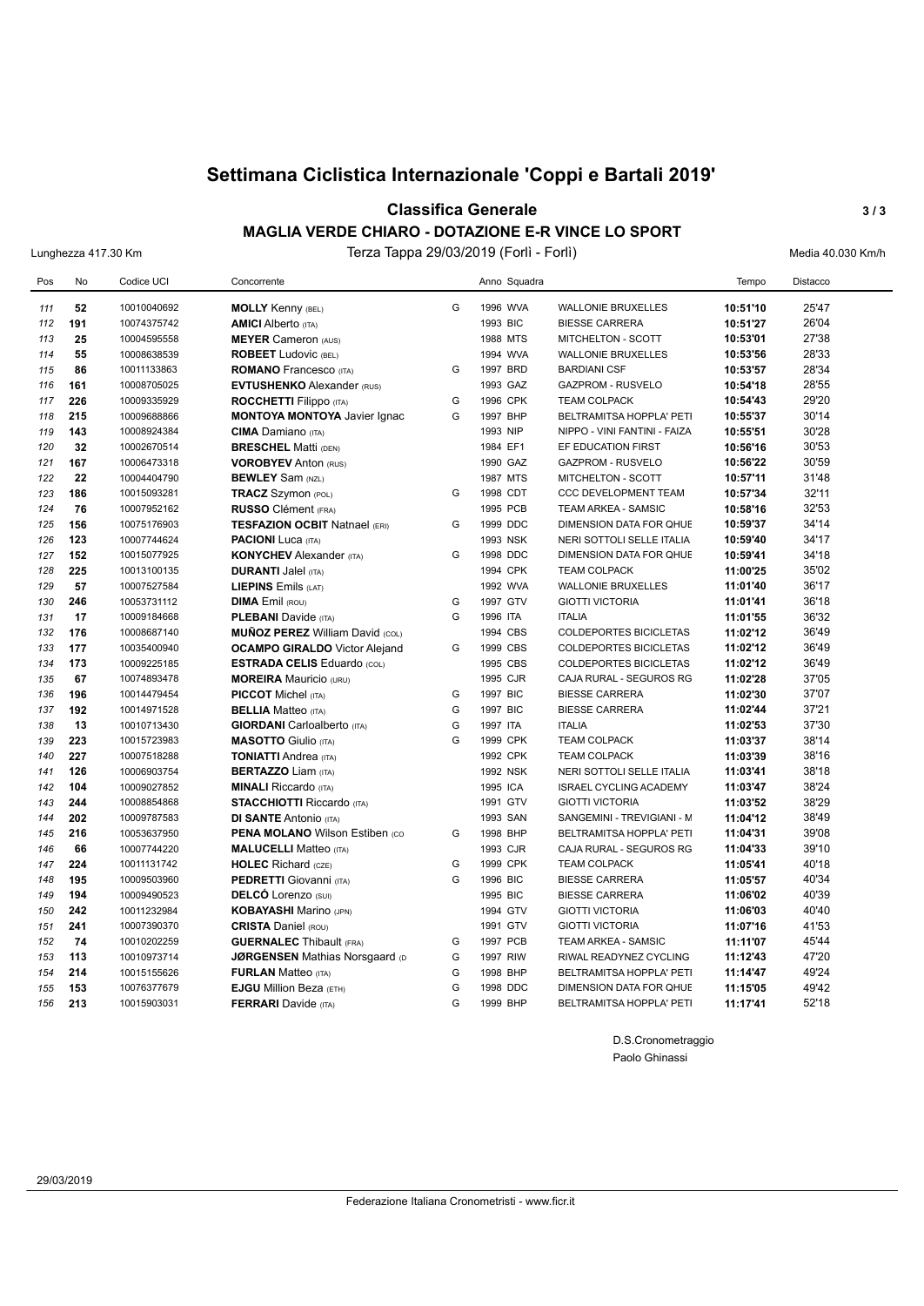# Settimana Ciclistica Internazionale 'Coppi e Bartali 2019'

## Classifica Generale

### MAGLIA VERDE CHIARO - DOTAZIONE E-R VINCE LO SPORT

Lunghezza 417.30 Km — Terza Tappa 29/03/2019 (Forlì - Forlì) — Media 40.030 Km/h

| Pos | No | Codice UCI | Concorrente | | Anno | Squadra | | Tempo | Distacco |
|---|---|---|---|---|---|---|---|---|---|
| 111 | 52 | 10010040692 | **MOLLY** Kenny (BEL) | G | 1996 | WVA | WALLONIE BRUXELLES | **10:51'10** | 25'47 |
| 112 | 191 | 10074375742 | **AMICI** Alberto (ITA) | | 1993 | BIC | BIESSE CARRERA | **10:51'27** | 26'04 |
| 113 | 25 | 10004595558 | **MEYER** Cameron (AUS) | | 1988 | MTS | MITCHELTON - SCOTT | **10:53'01** | 27'38 |
| 114 | 55 | 10008638539 | **ROBEET** Ludovic (BEL) | | 1994 | WVA | WALLONIE BRUXELLES | **10:53'56** | 28'33 |
| 115 | 86 | 10011133863 | **ROMANO** Francesco (ITA) | G | 1997 | BRD | BARDIANI CSF | **10:53'57** | 28'34 |
| 116 | 161 | 10008705025 | **EVTUSHENKO** Alexander (RUS) | | 1993 | GAZ | GAZPROM - RUSVELO | **10:54'18** | 28'55 |
| 117 | 226 | 10009335929 | **ROCCHETTI** Filippo (ITA) | G | 1996 | CPK | TEAM COLPACK | **10:54'43** | 29'20 |
| 118 | 215 | 10009688866 | **MONTOYA MONTOYA** Javier Ignac | G | 1997 | BHP | BELTRAMITSA HOPPLA' PETI | **10:55'37** | 30'14 |
| 119 | 143 | 10008924384 | **CIMA** Damiano (ITA) | | 1993 | NIP | NIPPO - VINI FANTINI - FAIZA | **10:55'51** | 30'28 |
| 120 | 32 | 10002670514 | **BRESCHEL** Matti (DEN) | | 1984 | EF1 | EF EDUCATION FIRST | **10:56'16** | 30'53 |
| 121 | 167 | 10006473318 | **VOROBYEV** Anton (RUS) | | 1990 | GAZ | GAZPROM - RUSVELO | **10:56'22** | 30'59 |
| 122 | 22 | 10004404790 | **BEWLEY** Sam (NZL) | | 1987 | MTS | MITCHELTON - SCOTT | **10:57'11** | 31'48 |
| 123 | 186 | 10015093281 | **TRACZ** Szymon (POL) | G | 1998 | CDT | CCC DEVELOPMENT TEAM | **10:57'34** | 32'11 |
| 124 | 76 | 10007952162 | **RUSSO** Clément (FRA) | | 1995 | PCB | TEAM ARKEA - SAMSIC | **10:58'16** | 32'53 |
| 125 | 156 | 10075176903 | **TESFAZION OCBIT** Natnael (ERI) | G | 1999 | DDC | DIMENSION DATA FOR QHUE | **10:59'37** | 34'14 |
| 126 | 123 | 10007744624 | **PACIONI** Luca (ITA) | | 1993 | NSK | NERI SOTTOLI SELLE ITALIA | **10:59'40** | 34'17 |
| 127 | 152 | 10015077925 | **KONYCHEV** Alexander (ITA) | G | 1998 | DDC | DIMENSION DATA FOR QHUE | **10:59'41** | 34'18 |
| 128 | 225 | 10013100135 | **DURANTI** Jalel (ITA) | | 1994 | CPK | TEAM COLPACK | **11:00'25** | 35'02 |
| 129 | 57 | 10007527584 | **LIEPINS** Emils (LAT) | | 1992 | WVA | WALLONIE BRUXELLES | **11:01'40** | 36'17 |
| 130 | 246 | 10053731112 | **DIMA** Emil (ROU) | G | 1997 | GTV | GIOTTI VICTORIA | **11:01'41** | 36'18 |
| 131 | 17 | 10009184668 | **PLEBANI** Davide (ITA) | G | 1996 | ITA | ITALIA | **11:01'55** | 36'32 |
| 132 | 176 | 10008687140 | **MUÑOZ PEREZ** William David (COL) | | 1994 | CBS | COLDEPORTES BICICLETAS | **11:02'12** | 36'49 |
| 133 | 177 | 10035400940 | **OCAMPO GIRALDO** Victor Alejand | G | 1999 | CBS | COLDEPORTES BICICLETAS | **11:02'12** | 36'49 |
| 134 | 173 | 10009225185 | **ESTRADA CELIS** Eduardo (COL) | | 1995 | CBS | COLDEPORTES BICICLETAS | **11:02'12** | 36'49 |
| 135 | 67 | 10074893478 | **MOREIRA** Mauricio (URU) | | 1995 | CJR | CAJA RURAL - SEGUROS RG | **11:02'28** | 37'05 |
| 136 | 196 | 10014479454 | **PICCOT** Michel (ITA) | G | 1997 | BIC | BIESSE CARRERA | **11:02'30** | 37'07 |
| 137 | 192 | 10014971528 | **BELLIA** Matteo (ITA) | G | 1997 | BIC | BIESSE CARRERA | **11:02'44** | 37'21 |
| 138 | 13 | 10010713430 | **GIORDANI** Carloalberto (ITA) | G | 1997 | ITA | ITALIA | **11:02'53** | 37'30 |
| 139 | 223 | 10015723983 | **MASOTTO** Giulio (ITA) | G | 1999 | CPK | TEAM COLPACK | **11:03'37** | 38'14 |
| 140 | 227 | 10007518288 | **TONIATTI** Andrea (ITA) | | 1992 | CPK | TEAM COLPACK | **11:03'39** | 38'16 |
| 141 | 126 | 10006903754 | **BERTAZZO** Liam (ITA) | | 1992 | NSK | NERI SOTTOLI SELLE ITALIA | **11:03'41** | 38'18 |
| 142 | 104 | 10009027852 | **MINALI** Riccardo (ITA) | | 1995 | ICA | ISRAEL CYCLING ACADEMY | **11:03'47** | 38'24 |
| 143 | 244 | 10008854868 | **STACCHIOTTI** Riccardo (ITA) | | 1991 | GTV | GIOTTI VICTORIA | **11:03'52** | 38'29 |
| 144 | 202 | 10009787583 | **DI SANTE** Antonio (ITA) | | 1993 | SAN | SANGEMINI - TREVIGIANI - M | **11:04'12** | 38'49 |
| 145 | 216 | 10053637950 | **PENA MOLANO** Wilson Estiben (CO | G | 1998 | BHP | BELTRAMITSA HOPPLA' PETI | **11:04'31** | 39'08 |
| 146 | 66 | 10007744220 | **MALUCELLI** Matteo (ITA) | | 1993 | CJR | CAJA RURAL - SEGUROS RG | **11:04'33** | 39'10 |
| 147 | 224 | 10011131742 | **HOLEC** Richard (CZE) | G | 1999 | CPK | TEAM COLPACK | **11:05'41** | 40'18 |
| 148 | 195 | 10009503960 | **PEDRETTI** Giovanni (ITA) | G | 1996 | BIC | BIESSE CARRERA | **11:05'57** | 40'34 |
| 149 | 194 | 10009490523 | **DELCÓ** Lorenzo (SUI) | | 1995 | BIC | BIESSE CARRERA | **11:06'02** | 40'39 |
| 150 | 242 | 10011232984 | **KOBAYASHI** Marino (JPN) | | 1994 | GTV | GIOTTI VICTORIA | **11:06'03** | 40'40 |
| 151 | 241 | 10007390370 | **CRISTA** Daniel (ROU) | | 1991 | GTV | GIOTTI VICTORIA | **11:07'16** | 41'53 |
| 152 | 74 | 10010202259 | **GUERNALEC** Thibault (FRA) | G | 1997 | PCB | TEAM ARKEA - SAMSIC | **11:11'07** | 45'44 |
| 153 | 113 | 10010973714 | **JØRGENSEN** Mathias Norsgaard (D | G | 1997 | RIW | RIWAL READYNEZ CYCLING | **11:12'43** | 47'20 |
| 154 | 214 | 10015155626 | **FURLAN** Matteo (ITA) | G | 1998 | BHP | BELTRAMITSA HOPPLA' PETI | **11:14'47** | 49'24 |
| 155 | 153 | 10076377679 | **EJGU** Million Beza (ETH) | G | 1998 | DDC | DIMENSION DATA FOR QHUE | **11:15'05** | 49'42 |
| 156 | 213 | 10015903031 | **FERRARI** Davide (ITA) | G | 1999 | BHP | BELTRAMITSA HOPPLA' PETI | **11:17'41** | 52'18 |

D.S.Cronometraggio
Paolo Ghinassi

29/03/2019